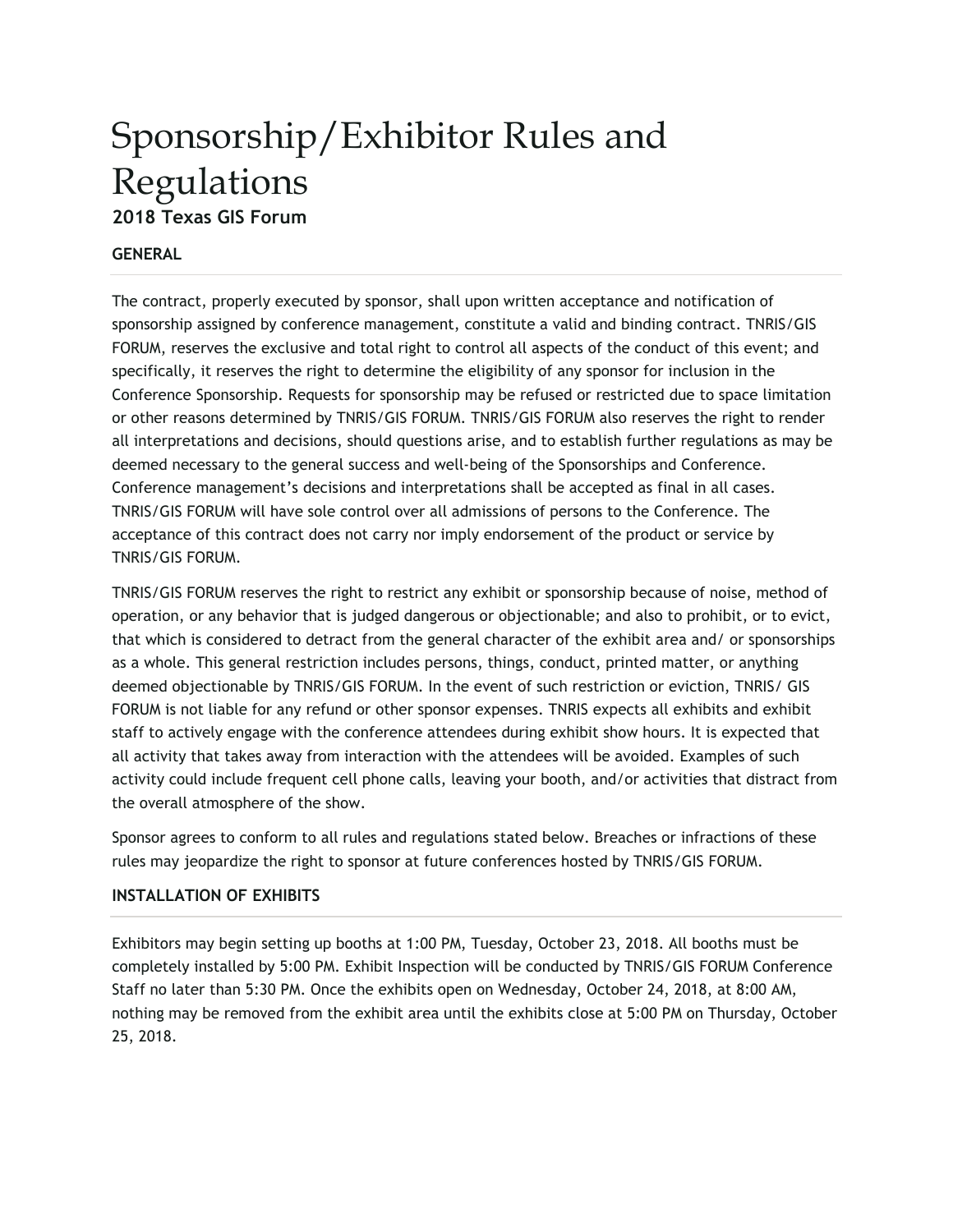# Sponsorship/Exhibitor Rules and Regulations

## 2018 Texas GIS Forum

### GENERAL

The contract, properly executed by sponsor, shall upon written acceptance and notification of sponsorship assigned by conference management, constitute a valid and binding contract. TNRIS/GIS FORUM, reserves the exclusive and total right to control all aspects of the conduct of this event; and specifically, it reserves the right to determine the eligibility of any sponsor for inclusion in the Conference Sponsorship. Requests for sponsorship may be refused or restricted due to space limitation or other reasons determined by TNRIS/GIS FORUM. TNRIS/GIS FORUM also reserves the right to render all interpretations and decisions, should questions arise, and to establish further regulations as may be deemed necessary to the general success and well-being of the Sponsorships and Conference. Conference management's decisions and interpretations shall be accepted as final in all cases. TNRIS/GIS FORUM will have sole control over all admissions of persons to the Conference. The acceptance of this contract does not carry nor imply endorsement of the product or service by TNRIS/GIS FORUM.

TNRIS/GIS FORUM reserves the right to restrict any exhibit or sponsorship because of noise, method of operation, or any behavior that is judged dangerous or objectionable; and also to prohibit, or to evict, that which is considered to detract from the general character of the exhibit area and/ or sponsorships as a whole. This general restriction includes persons, things, conduct, printed matter, or anything deemed objectionable by TNRIS/GIS FORUM. In the event of such restriction or eviction, TNRIS/ GIS FORUM is not liable for any refund or other sponsor expenses. TNRIS expects all exhibits and exhibit staff to actively engage with the conference attendees during exhibit show hours. It is expected that all activity that takes away from interaction with the attendees will be avoided. Examples of such activity could include frequent cell phone calls, leaving your booth, and/or activities that distract from the overall atmosphere of the show.

Sponsor agrees to conform to all rules and regulations stated below. Breaches or infractions of these rules may jeopardize the right to sponsor at future conferences hosted by TNRIS/GIS FORUM.

### INSTALLATION OF EXHIBITS

Exhibitors may begin setting up booths at 1:00 PM, Tuesday, October 23, 2018. All booths must be completely installed by 5:00 PM. Exhibit Inspection will be conducted by TNRIS/GIS FORUM Conference Staff no later than 5:30 PM. Once the exhibits open on Wednesday, October 24, 2018, at 8:00 AM, nothing may be removed from the exhibit area until the exhibits close at 5:00 PM on Thursday, October 25, 2018.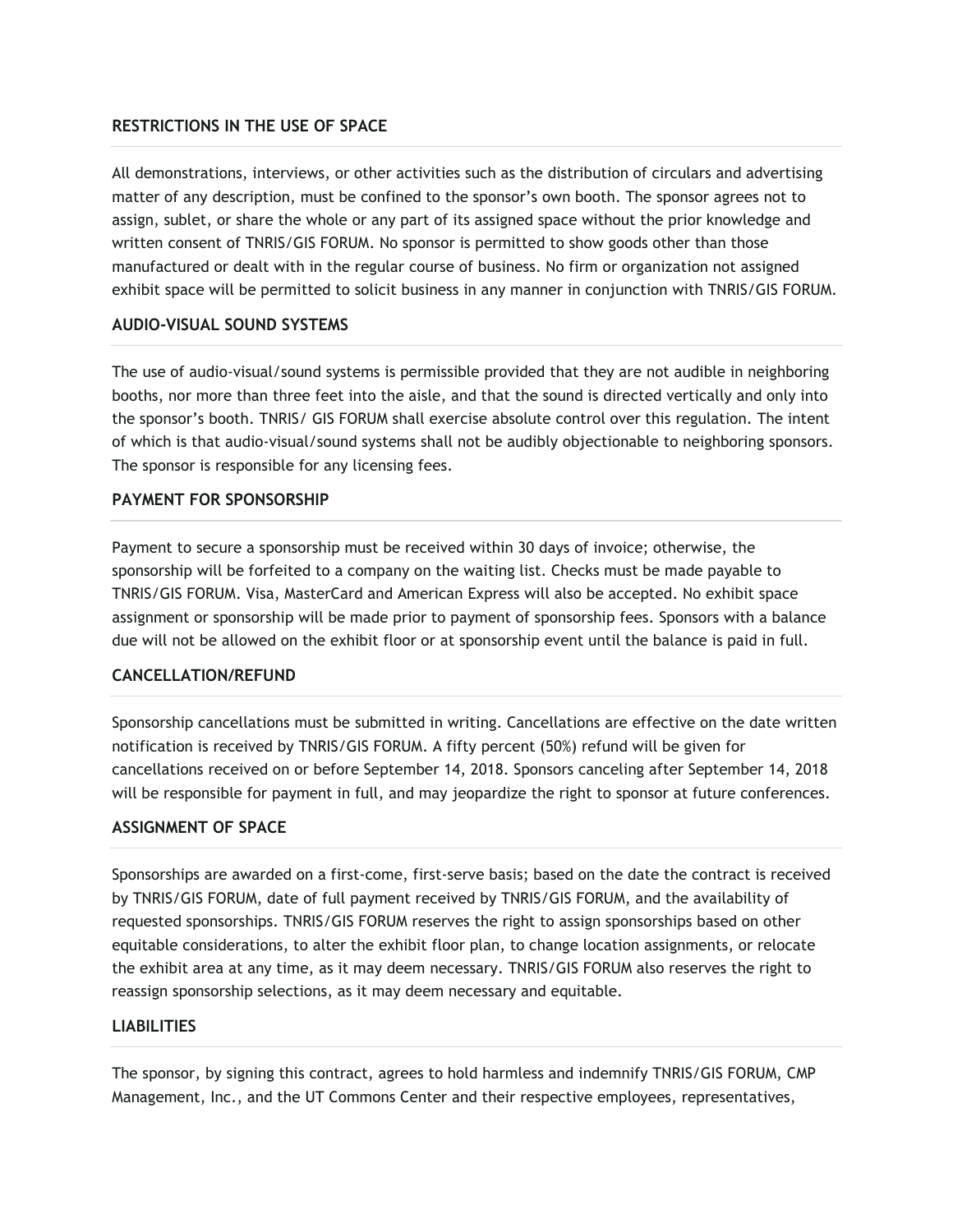## RESTRICTIONS IN THE USE OF SPACE

All demonstrations, interviews, or other activities such as the distribution of circulars and advertising matter of any description, must be confined to the sponsor's own booth. The sponsor agrees not to assign, sublet, or share the whole or any part of its assigned space without the prior knowledge and written consent of TNRIS/GIS FORUM. No sponsor is permitted to show goods other than those manufactured or dealt with in the regular course of business. No firm or organization not assigned exhibit space will be permitted to solicit business in any manner in conjunction with TNRIS/GIS FORUM.

## AUDIO-VISUAL SOUND SYSTEMS

The use of audio-visual/sound systems is permissible provided that they are not audible in neighboring booths, nor more than three feet into the aisle, and that the sound is directed vertically and only into the sponsor's booth. TNRIS/ GIS FORUM shall exercise absolute control over this regulation. The intent of which is that audio-visual/sound systems shall not be audibly objectionable to neighboring sponsors. The sponsor is responsible for any licensing fees.

## PAYMENT FOR SPONSORSHIP

Payment to secure a sponsorship must be received within 30 days of invoice; otherwise, the sponsorship will be forfeited to a company on the waiting list. Checks must be made payable to TNRIS/GIS FORUM. Visa, MasterCard and American Express will also be accepted. No exhibit space assignment or sponsorship will be made prior to payment of sponsorship fees. Sponsors with a balance due will not be allowed on the exhibit floor or at sponsorship event until the balance is paid in full.

## CANCELLATION/REFUND

Sponsorship cancellations must be submitted in writing. Cancellations are effective on the date written notification is received by TNRIS/GIS FORUM. A fifty percent (50%) refund will be given for cancellations received on or before September 14, 2018. Sponsors canceling after September 14, 2018 will be responsible for payment in full, and may jeopardize the right to sponsor at future conferences.

## ASSIGNMENT OF SPACE

Sponsorships are awarded on a first-come, first-serve basis; based on the date the contract is received by TNRIS/GIS FORUM, date of full payment received by TNRIS/GIS FORUM, and the availability of requested sponsorships. TNRIS/GIS FORUM reserves the right to assign sponsorships based on other equitable considerations, to alter the exhibit floor plan, to change location assignments, or relocate the exhibit area at any time, as it may deem necessary. TNRIS/GIS FORUM also reserves the right to reassign sponsorship selections, as it may deem necessary and equitable.

## LIABILITIES

The sponsor, by signing this contract, agrees to hold harmless and indemnify TNRIS/GIS FORUM, CMP Management, Inc., and the UT Commons Center and their respective employees, representatives,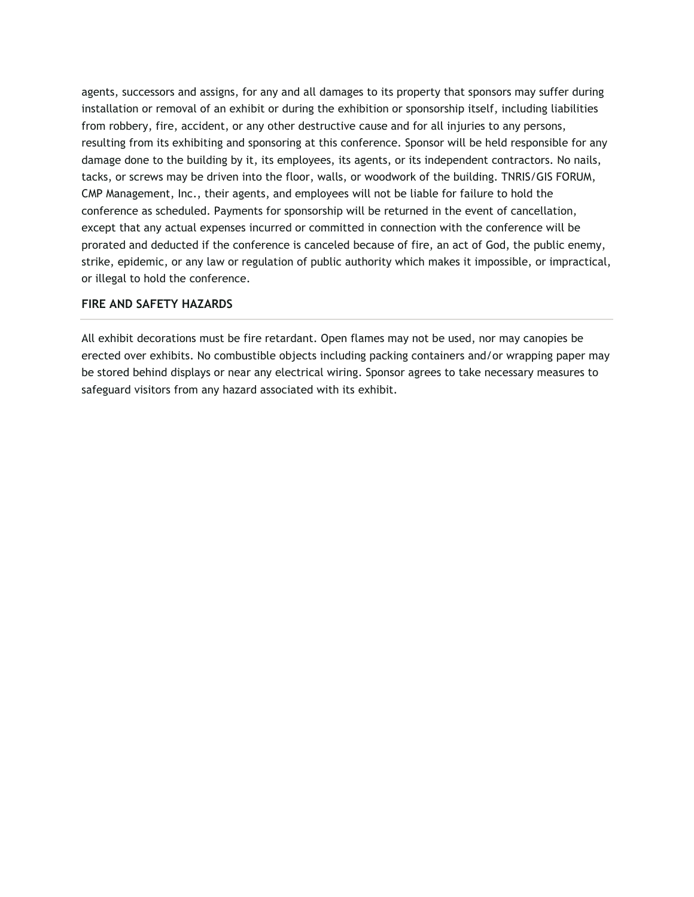agents, successors and assigns, for any and all damages to its property that sponsors may suffer during installation or removal of an exhibit or during the exhibition or sponsorship itself, including liabilities from robbery, fire, accident, or any other destructive cause and for all injuries to any persons, resulting from its exhibiting and sponsoring at this conference. Sponsor will be held responsible for any damage done to the building by it, its employees, its agents, or its independent contractors. No nails, tacks, or screws may be driven into the floor, walls, or woodwork of the building. TNRIS/GIS FORUM, CMP Management, Inc., their agents, and employees will not be liable for failure to hold the conference as scheduled. Payments for sponsorship will be returned in the event of cancellation, except that any actual expenses incurred or committed in connection with the conference will be prorated and deducted if the conference is canceled because of fire, an act of God, the public enemy, strike, epidemic, or any law or regulation of public authority which makes it impossible, or impractical, or illegal to hold the conference.

## FIRE AND SAFETY HAZARDS

All exhibit decorations must be fire retardant. Open flames may not be used, nor may canopies be erected over exhibits. No combustible objects including packing containers and/or wrapping paper may be stored behind displays or near any electrical wiring. Sponsor agrees to take necessary measures to safeguard visitors from any hazard associated with its exhibit.